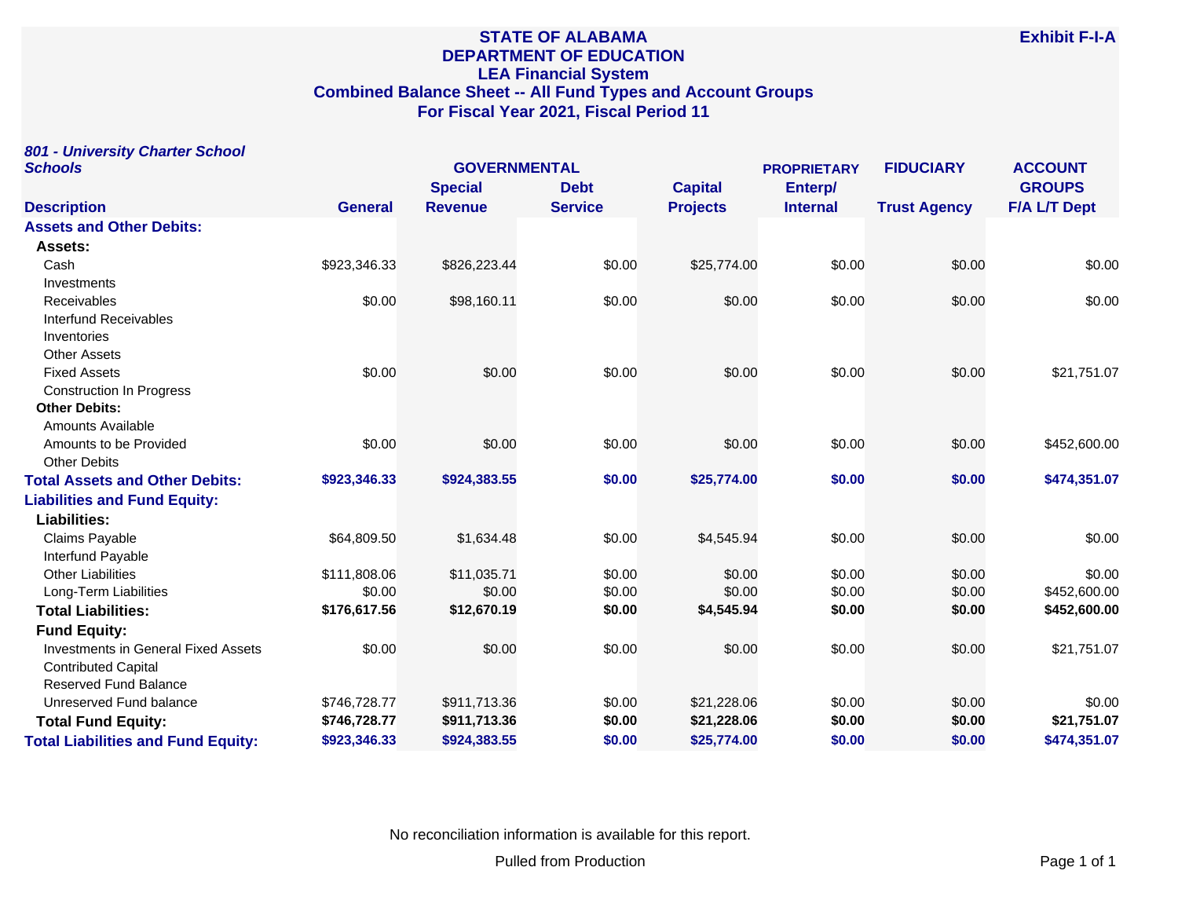# STATE OF ALABAMA
## DEPARTMENT OF EDUCATION
## LEA Financial System
## Combined Balance Sheet -- All Fund Types and Account Groups
## For Fiscal Year 2021, Fiscal Period 11

**Exhibit F-I-A**

***801 - University Charter School Schools***

| | GOVERNMENTAL | | | | PROPRIETARY | FIDUCIARY | ACCOUNT GROUPS |
|---|---|---|---|---|---|---|---|
| **Description** | **General** | **Special Revenue** | **Debt Service** | **Capital Projects** | **Enterp/ Internal** | **Trust Agency** | **F/A L/T Dept** |
| **Assets and Other Debits:** | | | | | | | |
| **Assets:** | | | | | | | |
| Cash | $923,346.33 | $826,223.44 | $0.00 | $25,774.00 | $0.00 | $0.00 | $0.00 |
| Investments | | | | | | | |
| Receivables | $0.00 | $98,160.11 | $0.00 | $0.00 | $0.00 | $0.00 | $0.00 |
| Interfund Receivables | | | | | | | |
| Inventories | | | | | | | |
| Other Assets | | | | | | | |
| Fixed Assets | $0.00 | $0.00 | $0.00 | $0.00 | $0.00 | $0.00 | $21,751.07 |
| Construction In Progress | | | | | | | |
| **Other Debits:** | | | | | | | |
| Amounts Available | | | | | | | |
| Amounts to be Provided | $0.00 | $0.00 | $0.00 | $0.00 | $0.00 | $0.00 | $452,600.00 |
| Other Debits | | | | | | | |
| **Total Assets and Other Debits:** | **$923,346.33** | **$924,383.55** | **$0.00** | **$25,774.00** | **$0.00** | **$0.00** | **$474,351.07** |
| **Liabilities and Fund Equity:** | | | | | | | |
| **Liabilities:** | | | | | | | |
| Claims Payable | $64,809.50 | $1,634.48 | $0.00 | $4,545.94 | $0.00 | $0.00 | $0.00 |
| Interfund Payable | | | | | | | |
| Other Liabilities | $111,808.06 | $11,035.71 | $0.00 | $0.00 | $0.00 | $0.00 | $0.00 |
| Long-Term Liabilities | $0.00 | $0.00 | $0.00 | $0.00 | $0.00 | $0.00 | $452,600.00 |
| **Total Liabilities:** | **$176,617.56** | **$12,670.19** | **$0.00** | **$4,545.94** | **$0.00** | **$0.00** | **$452,600.00** |
| **Fund Equity:** | | | | | | | |
| Investments in General Fixed Assets | $0.00 | $0.00 | $0.00 | $0.00 | $0.00 | $0.00 | $21,751.07 |
| Contributed Capital | | | | | | | |
| Reserved Fund Balance | | | | | | | |
| Unreserved Fund balance | $746,728.77 | $911,713.36 | $0.00 | $21,228.06 | $0.00 | $0.00 | $0.00 |
| **Total Fund Equity:** | **$746,728.77** | **$911,713.36** | **$0.00** | **$21,228.06** | **$0.00** | **$0.00** | **$21,751.07** |
| **Total Liabilities and Fund Equity:** | **$923,346.33** | **$924,383.55** | **$0.00** | **$25,774.00** | **$0.00** | **$0.00** | **$474,351.07** |

No reconciliation information is available for this report.

Pulled from Production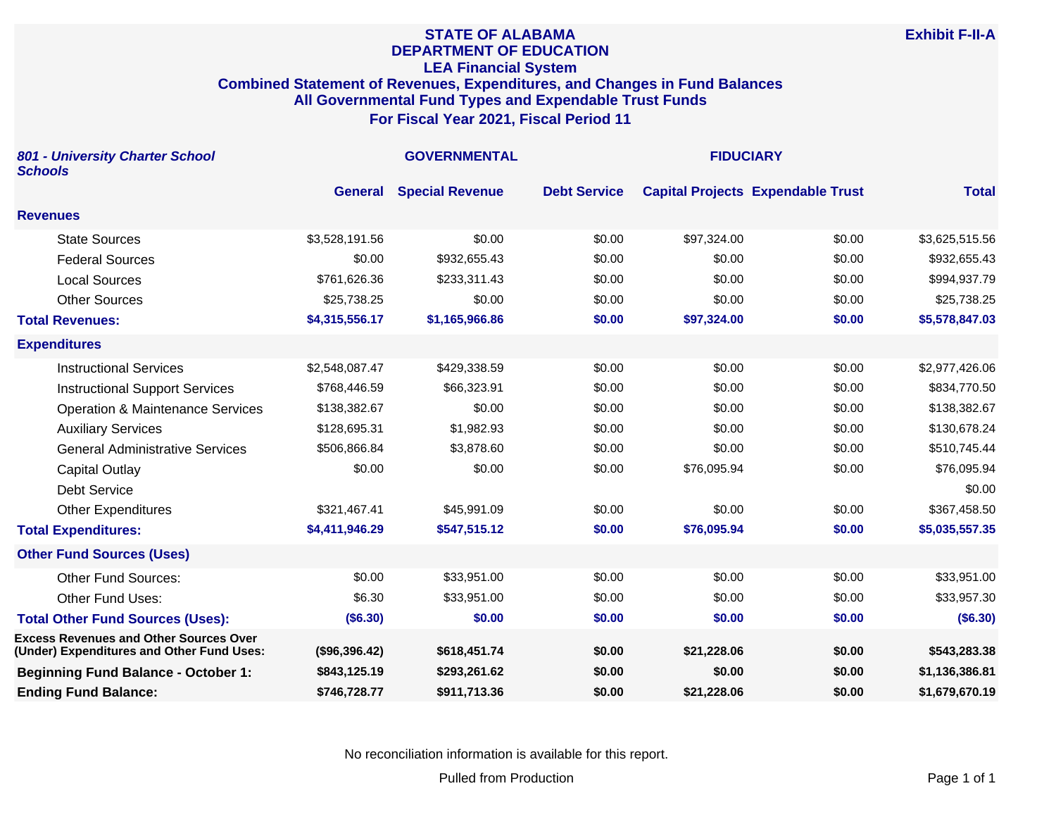# STATE OF ALABAMA
## DEPARTMENT OF EDUCATION
## LEA Financial System
### Combined Statement of Revenues, Expenditures, and Changes in Fund Balances
### All Governmental Fund Types and Expendable Trust Funds
### For Fiscal Year 2021, Fiscal Period 11

**Exhibit F-II-A**

***801 - University Charter School Schools***

| | GOVERNMENTAL | | | | FIDUCIARY | |
|---|---|---|---|---|---|---|
| | **General** | **Special Revenue** | **Debt Service** | **Capital Projects** | **Expendable Trust** | **Total** |
| **Revenues** | | | | | | |
| State Sources | $3,528,191.56 | $0.00 | $0.00 | $97,324.00 | $0.00 | $3,625,515.56 |
| Federal Sources | $0.00 | $932,655.43 | $0.00 | $0.00 | $0.00 | $932,655.43 |
| Local Sources | $761,626.36 | $233,311.43 | $0.00 | $0.00 | $0.00 | $994,937.79 |
| Other Sources | $25,738.25 | $0.00 | $0.00 | $0.00 | $0.00 | $25,738.25 |
| **Total Revenues:** | **$4,315,556.17** | **$1,165,966.86** | **$0.00** | **$97,324.00** | **$0.00** | **$5,578,847.03** |
| **Expenditures** | | | | | | |
| Instructional Services | $2,548,087.47 | $429,338.59 | $0.00 | $0.00 | $0.00 | $2,977,426.06 |
| Instructional Support Services | $768,446.59 | $66,323.91 | $0.00 | $0.00 | $0.00 | $834,770.50 |
| Operation & Maintenance Services | $138,382.67 | $0.00 | $0.00 | $0.00 | $0.00 | $138,382.67 |
| Auxiliary Services | $128,695.31 | $1,982.93 | $0.00 | $0.00 | $0.00 | $130,678.24 |
| General Administrative Services | $506,866.84 | $3,878.60 | $0.00 | $0.00 | $0.00 | $510,745.44 |
| Capital Outlay | $0.00 | $0.00 | $0.00 | $76,095.94 | $0.00 | $76,095.94 |
| Debt Service | | | | | | $0.00 |
| Other Expenditures | $321,467.41 | $45,991.09 | $0.00 | $0.00 | $0.00 | $367,458.50 |
| **Total Expenditures:** | **$4,411,946.29** | **$547,515.12** | **$0.00** | **$76,095.94** | **$0.00** | **$5,035,557.35** |
| **Other Fund Sources (Uses)** | | | | | | |
| Other Fund Sources: | $0.00 | $33,951.00 | $0.00 | $0.00 | $0.00 | $33,951.00 |
| Other Fund Uses: | $6.30 | $33,951.00 | $0.00 | $0.00 | $0.00 | $33,957.30 |
| **Total Other Fund Sources (Uses):** | **($6.30)** | **$0.00** | **$0.00** | **$0.00** | **$0.00** | **($6.30)** |
| **Excess Revenues and Other Sources Over (Under) Expenditures and Other Fund Uses:** | **($96,396.42)** | **$618,451.74** | **$0.00** | **$21,228.06** | **$0.00** | **$543,283.38** |
| **Beginning Fund Balance - October 1:** | **$843,125.19** | **$293,261.62** | **$0.00** | **$0.00** | **$0.00** | **$1,136,386.81** |
| **Ending Fund Balance:** | **$746,728.77** | **$911,713.36** | **$0.00** | **$21,228.06** | **$0.00** | **$1,679,670.19** |

No reconciliation information is available for this report.

Pulled from Production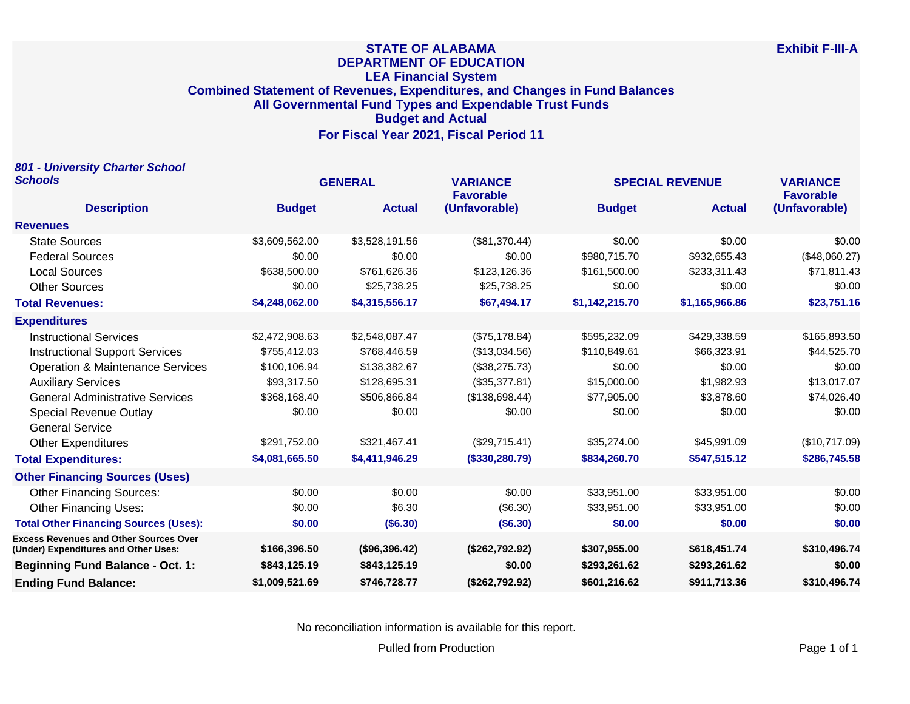# STATE OF ALABAMA
## DEPARTMENT OF EDUCATION
## LEA Financial System
## Combined Statement of Revenues, Expenditures, and Changes in Fund Balances
## All Governmental Fund Types and Expendable Trust Funds
## Budget and Actual
## For Fiscal Year 2021, Fiscal Period 11

**Exhibit F-III-A**

***801 - University Charter School Schools***

| Description | GENERAL Budget | GENERAL Actual | VARIANCE Favorable (Unfavorable) | SPECIAL REVENUE Budget | SPECIAL REVENUE Actual | VARIANCE Favorable (Unfavorable) |
|---|---|---|---|---|---|---|
| **Revenues** | | | | | | |
| State Sources | $3,609,562.00 | $3,528,191.56 | ($81,370.44) | $0.00 | $0.00 | $0.00 |
| Federal Sources | $0.00 | $0.00 | $0.00 | $980,715.70 | $932,655.43 | ($48,060.27) |
| Local Sources | $638,500.00 | $761,626.36 | $123,126.36 | $161,500.00 | $233,311.43 | $71,811.43 |
| Other Sources | $0.00 | $25,738.25 | $25,738.25 | $0.00 | $0.00 | $0.00 |
| **Total Revenues:** | **$4,248,062.00** | **$4,315,556.17** | **$67,494.17** | **$1,142,215.70** | **$1,165,966.86** | **$23,751.16** |
| **Expenditures** | | | | | | |
| Instructional Services | $2,472,908.63 | $2,548,087.47 | ($75,178.84) | $595,232.09 | $429,338.59 | $165,893.50 |
| Instructional Support Services | $755,412.03 | $768,446.59 | ($13,034.56) | $110,849.61 | $66,323.91 | $44,525.70 |
| Operation & Maintenance Services | $100,106.94 | $138,382.67 | ($38,275.73) | $0.00 | $0.00 | $0.00 |
| Auxiliary Services | $93,317.50 | $128,695.31 | ($35,377.81) | $15,000.00 | $1,982.93 | $13,017.07 |
| General Administrative Services | $368,168.40 | $506,866.84 | ($138,698.44) | $77,905.00 | $3,878.60 | $74,026.40 |
| Special Revenue Outlay | $0.00 | $0.00 | $0.00 | $0.00 | $0.00 | $0.00 |
| General Service | | | | | | |
| Other Expenditures | $291,752.00 | $321,467.41 | ($29,715.41) | $35,274.00 | $45,991.09 | ($10,717.09) |
| **Total Expenditures:** | **$4,081,665.50** | **$4,411,946.29** | **($330,280.79)** | **$834,260.70** | **$547,515.12** | **$286,745.58** |
| **Other Financing Sources (Uses)** | | | | | | |
| Other Financing Sources: | $0.00 | $0.00 | $0.00 | $33,951.00 | $33,951.00 | $0.00 |
| Other Financing Uses: | $0.00 | $6.30 | ($6.30) | $33,951.00 | $33,951.00 | $0.00 |
| **Total Other Financing Sources (Uses):** | **$0.00** | **($6.30)** | **($6.30)** | **$0.00** | **$0.00** | **$0.00** |
| **Excess Revenues and Other Sources Over (Under) Expenditures and Other Uses:** | **$166,396.50** | **($96,396.42)** | **($262,792.92)** | **$307,955.00** | **$618,451.74** | **$310,496.74** |
| **Beginning Fund Balance - Oct. 1:** | **$843,125.19** | **$843,125.19** | **$0.00** | **$293,261.62** | **$293,261.62** | **$0.00** |
| **Ending Fund Balance:** | **$1,009,521.69** | **$746,728.77** | **($262,792.92)** | **$601,216.62** | **$911,713.36** | **$310,496.74** |

No reconciliation information is available for this report.

Pulled from Production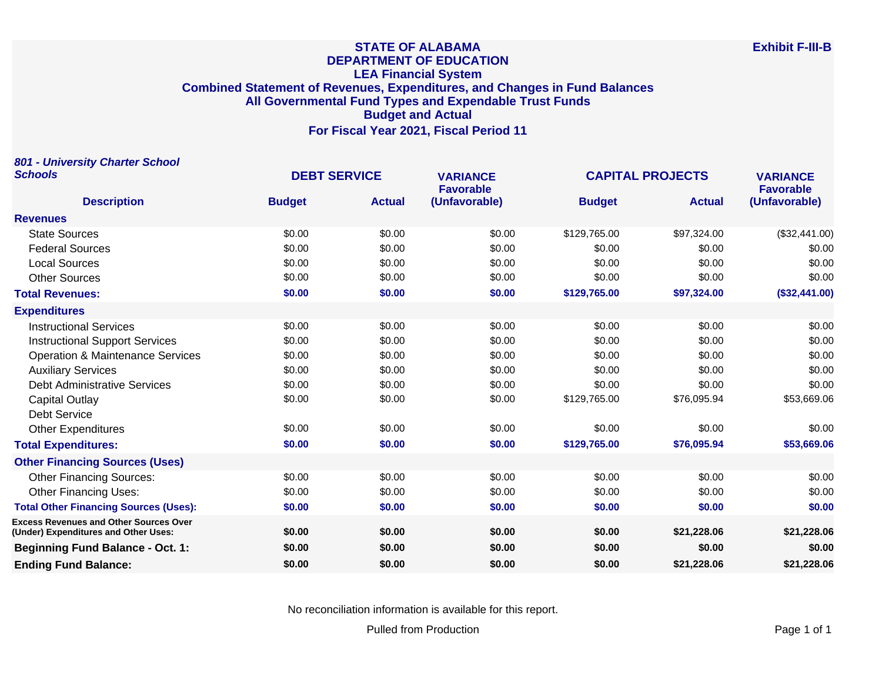**STATE OF ALABAMA**
**DEPARTMENT OF EDUCATION**
**LEA Financial System**
**Combined Statement of Revenues, Expenditures, and Changes in Fund Balances**
**All Governmental Fund Types and Expendable Trust Funds**
**Budget and Actual**
**For Fiscal Year 2021, Fiscal Period 11**

**Exhibit F-III-B**

***801 - University Charter School Schools***

| Description | DEBT SERVICE Budget | DEBT SERVICE Actual | VARIANCE Favorable (Unfavorable) | CAPITAL PROJECTS Budget | CAPITAL PROJECTS Actual | VARIANCE Favorable (Unfavorable) |
|---|---|---|---|---|---|---|
| **Revenues** | | | | | | |
| State Sources | $0.00 | $0.00 | $0.00 | $129,765.00 | $97,324.00 | ($32,441.00) |
| Federal Sources | $0.00 | $0.00 | $0.00 | $0.00 | $0.00 | $0.00 |
| Local Sources | $0.00 | $0.00 | $0.00 | $0.00 | $0.00 | $0.00 |
| Other Sources | $0.00 | $0.00 | $0.00 | $0.00 | $0.00 | $0.00 |
| **Total Revenues:** | **$0.00** | **$0.00** | **$0.00** | **$129,765.00** | **$97,324.00** | **($32,441.00)** |
| **Expenditures** | | | | | | |
| Instructional Services | $0.00 | $0.00 | $0.00 | $0.00 | $0.00 | $0.00 |
| Instructional Support Services | $0.00 | $0.00 | $0.00 | $0.00 | $0.00 | $0.00 |
| Operation & Maintenance Services | $0.00 | $0.00 | $0.00 | $0.00 | $0.00 | $0.00 |
| Auxiliary Services | $0.00 | $0.00 | $0.00 | $0.00 | $0.00 | $0.00 |
| Debt Administrative Services | $0.00 | $0.00 | $0.00 | $0.00 | $0.00 | $0.00 |
| Capital Outlay | $0.00 | $0.00 | $0.00 | $129,765.00 | $76,095.94 | $53,669.06 |
| Debt Service | | | | | | |
| Other Expenditures | $0.00 | $0.00 | $0.00 | $0.00 | $0.00 | $0.00 |
| **Total Expenditures:** | **$0.00** | **$0.00** | **$0.00** | **$129,765.00** | **$76,095.94** | **$53,669.06** |
| **Other Financing Sources (Uses)** | | | | | | |
| Other Financing Sources: | $0.00 | $0.00 | $0.00 | $0.00 | $0.00 | $0.00 |
| Other Financing Uses: | $0.00 | $0.00 | $0.00 | $0.00 | $0.00 | $0.00 |
| **Total Other Financing Sources (Uses):** | **$0.00** | **$0.00** | **$0.00** | **$0.00** | **$0.00** | **$0.00** |
| **Excess Revenues and Other Sources Over (Under) Expenditures and Other Uses:** | **$0.00** | **$0.00** | **$0.00** | **$0.00** | **$21,228.06** | **$21,228.06** |
| **Beginning Fund Balance - Oct. 1:** | **$0.00** | **$0.00** | **$0.00** | **$0.00** | **$0.00** | **$0.00** |
| **Ending Fund Balance:** | **$0.00** | **$0.00** | **$0.00** | **$0.00** | **$21,228.06** | **$21,228.06** |

No reconciliation information is available for this report.

Pulled from Production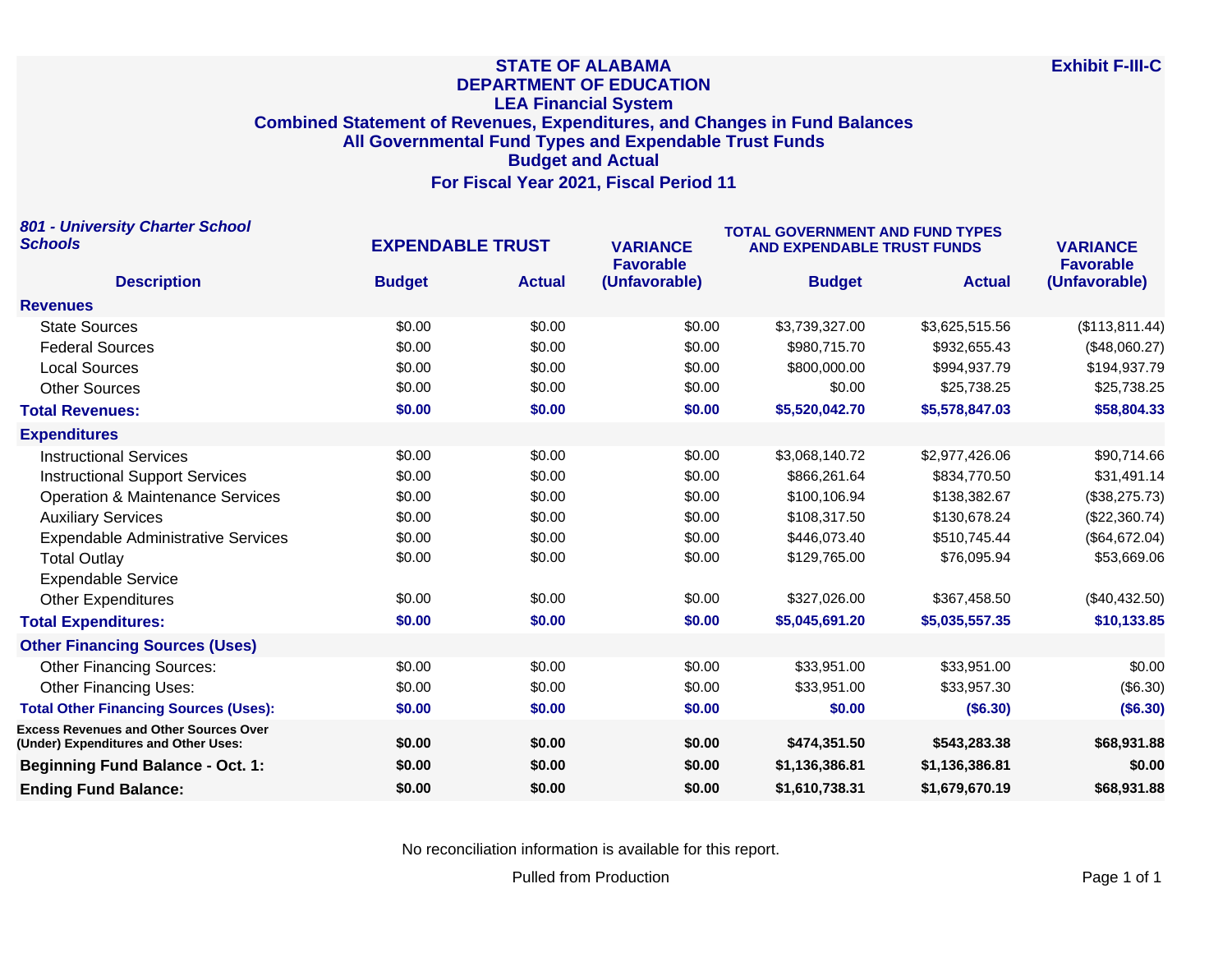# STATE OF ALABAMA
# DEPARTMENT OF EDUCATION
## LEA Financial System
## Combined Statement of Revenues, Expenditures, and Changes in Fund Balances
## All Governmental Fund Types and Expendable Trust Funds
## Budget and Actual
## For Fiscal Year 2021, Fiscal Period 11

**Exhibit F-III-C**

***801 - University Charter School Schools***

| | EXPENDABLE TRUST | | VARIANCE Favorable | TOTAL GOVERNMENT AND FUND TYPES AND EXPENDABLE TRUST FUNDS | | VARIANCE Favorable |
|---|---|---|---|---|---|---|
| **Description** | **Budget** | **Actual** | **(Unfavorable)** | **Budget** | **Actual** | **(Unfavorable)** |
| **Revenues** | | | | | | |
| State Sources | $0.00 | $0.00 | $0.00 | $3,739,327.00 | $3,625,515.56 | ($113,811.44) |
| Federal Sources | $0.00 | $0.00 | $0.00 | $980,715.70 | $932,655.43 | ($48,060.27) |
| Local Sources | $0.00 | $0.00 | $0.00 | $800,000.00 | $994,937.79 | $194,937.79 |
| Other Sources | $0.00 | $0.00 | $0.00 | $0.00 | $25,738.25 | $25,738.25 |
| **Total Revenues:** | **$0.00** | **$0.00** | **$0.00** | **$5,520,042.70** | **$5,578,847.03** | **$58,804.33** |
| **Expenditures** | | | | | | |
| Instructional Services | $0.00 | $0.00 | $0.00 | $3,068,140.72 | $2,977,426.06 | $90,714.66 |
| Instructional Support Services | $0.00 | $0.00 | $0.00 | $866,261.64 | $834,770.50 | $31,491.14 |
| Operation & Maintenance Services | $0.00 | $0.00 | $0.00 | $100,106.94 | $138,382.67 | ($38,275.73) |
| Auxiliary Services | $0.00 | $0.00 | $0.00 | $108,317.50 | $130,678.24 | ($22,360.74) |
| Expendable Administrative Services | $0.00 | $0.00 | $0.00 | $446,073.40 | $510,745.44 | ($64,672.04) |
| Total Outlay | $0.00 | $0.00 | $0.00 | $129,765.00 | $76,095.94 | $53,669.06 |
| Expendable Service | | | | | | |
| Other Expenditures | $0.00 | $0.00 | $0.00 | $327,026.00 | $367,458.50 | ($40,432.50) |
| **Total Expenditures:** | **$0.00** | **$0.00** | **$0.00** | **$5,045,691.20** | **$5,035,557.35** | **$10,133.85** |
| **Other Financing Sources (Uses)** | | | | | | |
| Other Financing Sources: | $0.00 | $0.00 | $0.00 | $33,951.00 | $33,951.00 | $0.00 |
| Other Financing Uses: | $0.00 | $0.00 | $0.00 | $33,951.00 | $33,957.30 | ($6.30) |
| **Total Other Financing Sources (Uses):** | **$0.00** | **$0.00** | **$0.00** | **$0.00** | **($6.30)** | **($6.30)** |
| **Excess Revenues and Other Sources Over (Under) Expenditures and Other Uses:** | **$0.00** | **$0.00** | **$0.00** | **$474,351.50** | **$543,283.38** | **$68,931.88** |
| **Beginning Fund Balance - Oct. 1:** | **$0.00** | **$0.00** | **$0.00** | **$1,136,386.81** | **$1,136,386.81** | **$0.00** |
| **Ending Fund Balance:** | **$0.00** | **$0.00** | **$0.00** | **$1,610,738.31** | **$1,679,670.19** | **$68,931.88** |

No reconciliation information is available for this report.

Pulled from Production